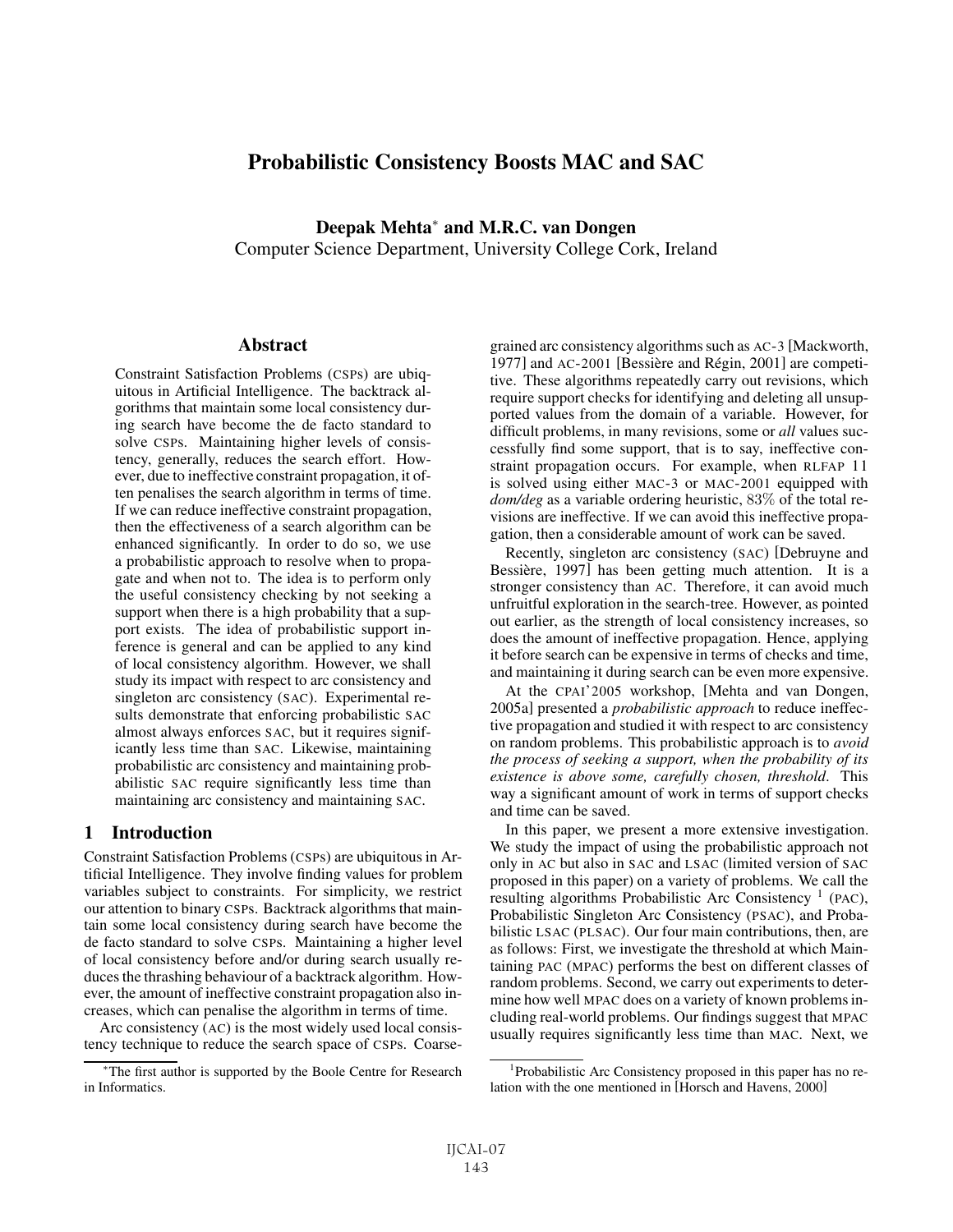# Probabilistic Consistency Boosts MAC and SAC

**Deepak Mehta**[*] **and M.R.C. van Dongen**
Computer Science Department, University College Cork, Ireland

## Abstract

Constraint Satisfaction Problems (CSPs) are ubiquitous in Artificial Intelligence. The backtrack algorithms that maintain some local consistency during search have become the de facto standard to solve CSPs. Maintaining higher levels of consistency, generally, reduces the search effort. However, due to ineffective constraint propagation, it often penalises the search algorithm in terms of time. If we can reduce ineffective constraint propagation, then the effectiveness of a search algorithm can be enhanced significantly. In order to do so, we use a probabilistic approach to resolve when to propagate and when not to. The idea is to perform only the useful consistency checking by not seeking a support when there is a high probability that a support exists. The idea of probabilistic support inference is general and can be applied to any kind of local consistency algorithm. However, we shall study its impact with respect to arc consistency and singleton arc consistency (SAC). Experimental results demonstrate that enforcing probabilistic SAC almost always enforces SAC, but it requires significantly less time than SAC. Likewise, maintaining probabilistic arc consistency and maintaining probabilistic SAC require significantly less time than maintaining arc consistency and maintaining SAC.

## 1 Introduction

Constraint Satisfaction Problems (CSPs) are ubiquitous in Artificial Intelligence. They involve finding values for problem variables subject to constraints. For simplicity, we restrict our attention to binary CSPs. Backtrack algorithms that maintain some local consistency during search have become the de facto standard to solve CSPs. Maintaining a higher level of local consistency before and/or during search usually reduces the thrashing behaviour of a backtrack algorithm. However, the amount of ineffective constraint propagation also increases, which can penalise the algorithm in terms of time.

Arc consistency (AC) is the most widely used local consistency technique to reduce the search space of CSPs. Coarse-grained arc consistency algorithms such as AC-3 [Mackworth, 1977] and AC-2001 [Bessière and Régin, 2001] are competitive. These algorithms repeatedly carry out revisions, which require support checks for identifying and deleting all unsupported values from the domain of a variable. However, for difficult problems, in many revisions, some or *all* values successfully find some support, that is to say, ineffective constraint propagation occurs. For example, when RLFAP 11 is solved using either MAC-3 or MAC-2001 equipped with *dom/deg* as a variable ordering heuristic, 83% of the total revisions are ineffective. If we can avoid this ineffective propagation, then a considerable amount of work can be saved.

Recently, singleton arc consistency (SAC) [Debruyne and Bessière, 1997] has been getting much attention. It is a stronger consistency than AC. Therefore, it can avoid much unfruitful exploration in the search-tree. However, as pointed out earlier, as the strength of local consistency increases, so does the amount of ineffective propagation. Hence, applying it before search can be expensive in terms of checks and time, and maintaining it during search can be even more expensive.

At the CPAI'2005 workshop, [Mehta and van Dongen, 2005a] presented a *probabilistic approach* to reduce ineffective propagation and studied it with respect to arc consistency on random problems. This probabilistic approach is to *avoid the process of seeking a support, when the probability of its existence is above some, carefully chosen, threshold*. This way a significant amount of work in terms of support checks and time can be saved.

In this paper, we present a more extensive investigation. We study the impact of using the probabilistic approach not only in AC but also in SAC and LSAC (limited version of SAC proposed in this paper) on a variety of problems. We call the resulting algorithms Probabilistic Arc Consistency [1] (PAC), Probabilistic Singleton Arc Consistency (PSAC), and Probabilistic LSAC (PLSAC). Our four main contributions, then, are as follows: First, we investigate the threshold at which Maintaining PAC (MPAC) performs the best on different classes of random problems. Second, we carry out experiments to determine how well MPAC does on a variety of known problems including real-world problems. Our findings suggest that MPAC usually requires significantly less time than MAC. Next, we

[*]The first author is supported by the Boole Centre for Research in Informatics.

[1]Probabilistic Arc Consistency proposed in this paper has no relation with the one mentioned in [Horsch and Havens, 2000]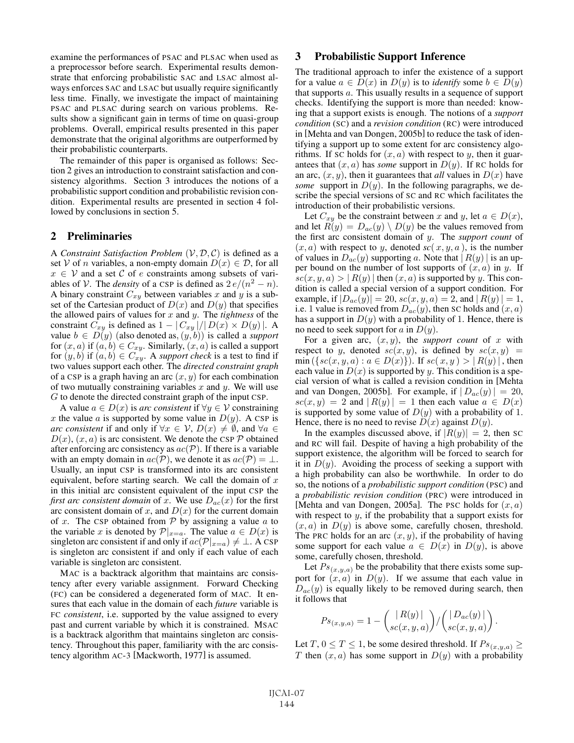examine the performances of PSAC and PLSAC when used as a preprocessor before search. Experimental results demonstrate that enforcing probabilistic SAC and LSAC almost always enforces SAC and LSAC but usually require significantly less time. Finally, we investigate the impact of maintaining PSAC and PLSAC during search on various problems. Results show a significant gain in terms of time on quasi-group problems. Overall, empirical results presented in this paper demonstrate that the original algorithms are outperformed by their probabilistic counterparts.

The remainder of this paper is organised as follows: Section 2 gives an introduction to constraint satisfaction and consistency algorithms. Section 3 introduces the notions of a probabilistic support condition and probabilistic revision condition. Experimental results are presented in section 4 followed by conclusions in section 5.

## 2 Preliminaries

A *Constraint Satisfaction Problem* $(\mathcal{V}, \mathcal{D}, \mathcal{C})$ is defined as a set $\mathcal{V}$ of $n$ variables, a non-empty domain $D(x) \in \mathcal{D}$, for all $x \in \mathcal{V}$ and a set $\mathcal{C}$ of $e$ constraints among subsets of variables of $\mathcal{V}$. The *density* of a CSP is defined as $2\,e/(n^2 - n)$. A binary constraint $C_{xy}$ between variables $x$ and $y$ is a subset of the Cartesian product of $D(x)$ and $D(y)$ that specifies the allowed pairs of values for $x$ and $y$. The *tightness* of the constraint $C_{xy}$ is defined as $1 - |\,C_{xy}\,|/|\,D(x) \times D(y)\,|$. A value $b \in D(y)$ (also denoted as, $(y, b)$) is called a *support* for $(x, a)$ if $(a, b) \in C_{xy}$. Similarly, $(x, a)$ is called a support for $(y, b)$ if $(a, b) \in C_{xy}$. A *support check* is a test to find if two values support each other. The *directed constraint graph* of a CSP is a graph having an arc $(x, y)$ for each combination of two mutually constraining variables $x$ and $y$. We will use $G$ to denote the directed constraint graph of the input CSP.

A value $a \in D(x)$ is *arc consistent* if $\forall y \in \mathcal{V}$ constraining $x$ the value $a$ is supported by some value in $D(y)$. A CSP is *arc consistent* if and only if $\forall x \in \mathcal{V}$, $D(x) \neq \emptyset$, and $\forall a \in D(x)$, $(x, a)$ is arc consistent. We denote the CSP $\mathcal{P}$ obtained after enforcing arc consistency as $ac(\mathcal{P})$. If there is a variable with an empty domain in $ac(\mathcal{P})$, we denote it as $ac(\mathcal{P}) = \bot$. Usually, an input CSP is transformed into its arc consistent equivalent, before starting search. We call the domain of $x$ in this initial arc consistent equivalent of the input CSP the *first arc consistent domain* of $x$. We use $D_{ac}(x)$ for the first arc consistent domain of $x$, and $D(x)$ for the current domain of $x$. The CSP obtained from $\mathcal{P}$ by assigning a value $a$ to the variable $x$ is denoted by $\mathcal{P}|_{x=a}$. The value $a \in D(x)$ is singleton arc consistent if and only if $ac(\mathcal{P}|_{x=a}) \neq \bot$. A CSP is singleton arc consistent if and only if each value of each variable is singleton arc consistent.

MAC is a backtrack algorithm that maintains arc consistency after every variable assignment. Forward Checking (FC) can be considered a degenerated form of MAC. It ensures that each value in the domain of each *future* variable is FC *consistent*, i.e. supported by the value assigned to every past and current variable by which it is constrained. MSAC is a backtrack algorithm that maintains singleton arc consistency. Throughout this paper, familiarity with the arc consistency algorithm AC-3 [Mackworth, 1977] is assumed.

## 3 Probabilistic Support Inference

The traditional approach to infer the existence of a support for a value $a \in D(x)$ in $D(y)$ is to *identify* some $b \in D(y)$ that supports $a$. This usually results in a sequence of support checks. Identifying the support is more than needed: knowing that a support exists is enough. The notions of a *support condition* (SC) and a *revision condition* (RC) were introduced in [Mehta and van Dongen, 2005b] to reduce the task of identifying a support up to some extent for arc consistency algorithms. If SC holds for $(x, a)$ with respect to $y$, then it guarantees that $(x, a)$ has *some* support in $D(y)$. If RC holds for an arc, $(x, y)$, then it guarantees that *all* values in $D(x)$ have *some* support in $D(y)$. In the following paragraphs, we describe the special versions of SC and RC which facilitates the introduction of their probabilistic versions.

Let $C_{xy}$ be the constraint between $x$ and $y$, let $a \in D(x)$, and let $R(y) = D_{ac}(y) \setminus D(y)$ be the values removed from the first arc consistent domain of $y$. The *support count* of $(x, a)$ with respect to $y$, denoted $sc(\,x, y, a\,)$, is the number of values in $D_{ac}(y)$ supporting $a$. Note that $|\,R(y)\,|$ is an upper bound on the number of lost supports of $(x, a)$ in $y$. If $sc(x, y, a) > |\,R(y)\,|$ then $(x, a)$ is supported by $y$. This condition is called a special version of a support condition. For example, if $|D_{ac}(y)| = 20$, $sc(x, y, a) = 2$, and $|\,R(y)\,| = 1$, i.e. 1 value is removed from $D_{ac}(y)$, then SC holds and $(x, a)$ has a support in $D(y)$ with a probability of 1. Hence, there is no need to seek support for $a$ in $D(y)$.

For a given arc, $(x, y)$, the *support count* of $x$ with respect to $y$, denoted $sc(x, y)$, is defined by $sc(x, y) = \min(\{sc(x, y, a) : a \in D(x)\})$. If $sc(\,x, y\,) > |\,R(y)\,|$, then each value in $D(x)$ is supported by $y$. This condition is a special version of what is called a revision condition in [Mehta and van Dongen, 2005b]. For example, if $|\,D_{ac}(y)\,| = 20$, $sc(x, y) = 2$ and $|\,R(y)\,| = 1$ then each value $a \in D(x)$ is supported by some value of $D(y)$ with a probability of 1. Hence, there is no need to revise $D(x)$ against $D(y)$.

In the examples discussed above, if $|R(y)| = 2$, then SC and RC will fail. Despite of having a high probability of the support existence, the algorithm will be forced to search for it in $D(y)$. Avoiding the process of seeking a support with a high probability can also be worthwhile. In order to do so, the notions of a *probabilistic support condition* (PSC) and a *probabilistic revision condition* (PRC) were introduced in [Mehta and van Dongen, 2005a]. The PSC holds for $(x, a)$ with respect to $y$, if the probability that a support exists for $(x, a)$ in $D(y)$ is above some, carefully chosen, threshold. The PRC holds for an arc $(x, y)$, if the probability of having some support for each value $a \in D(x)$ in $D(y)$, is above some, carefully chosen, threshold.

Let $Ps_{(x,y,a)}$ be the probability that there exists some support for $(x, a)$ in $D(y)$. If we assume that each value in $D_{ac}(y)$ is equally likely to be removed during search, then it follows that

$$Ps_{(x,y,a)} = 1 - \binom{|\,R(y)\,|}{sc(x, y, a)} \Big/ \binom{|\,D_{ac}(y)\,|}{sc(x, y, a)}.$$

Let $T$, $0 \leq T \leq 1$, be some desired threshold. If $Ps_{(x,y,a)} \geq T$ then $(x, a)$ has some support in $D(y)$ with a probability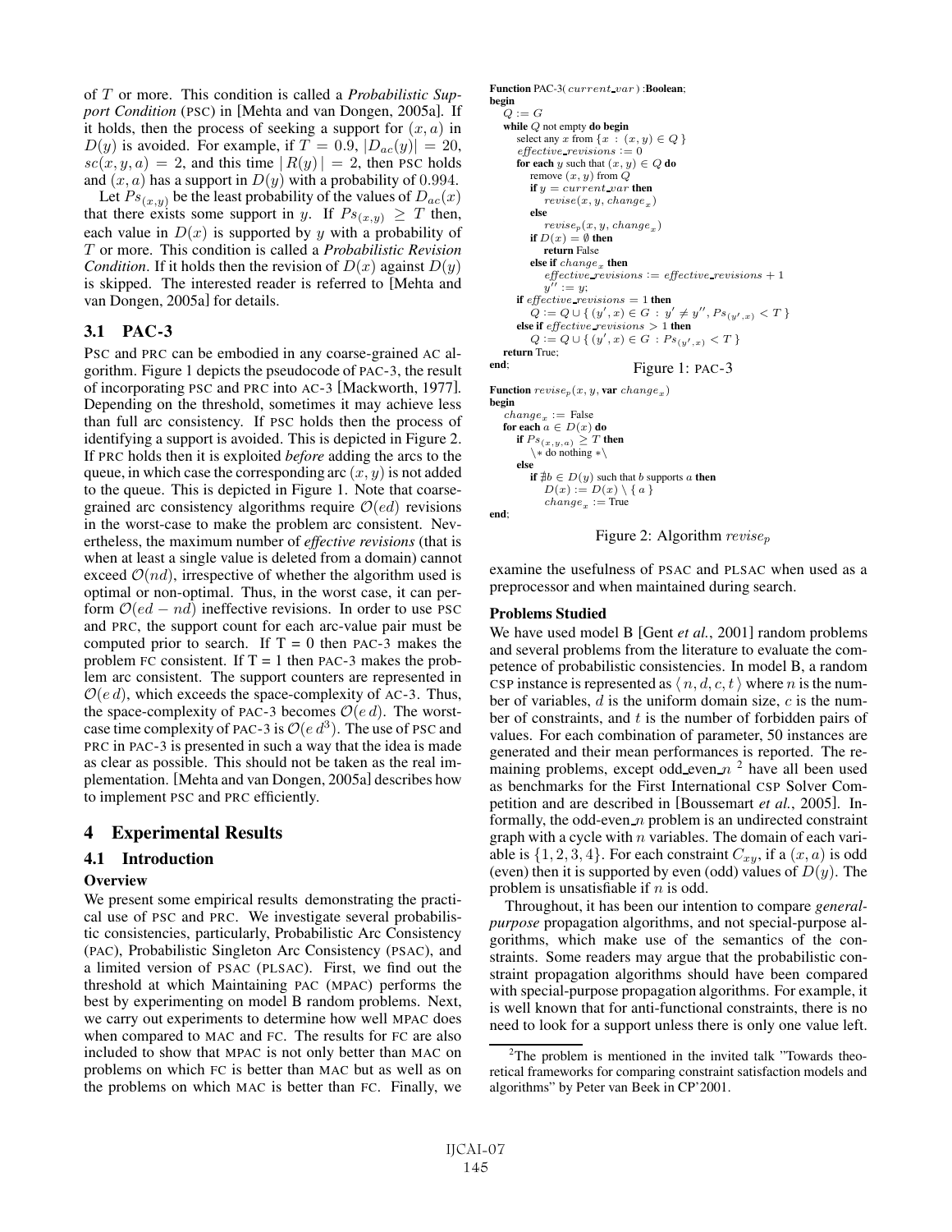of $T$ or more. This condition is called a *Probabilistic Support Condition* (PSC) in [Mehta and van Dongen, 2005a]. If it holds, then the process of seeking a support for $(x, a)$ in $D(y)$ is avoided. For example, if $T = 0.9$, $|D_{ac}(y)| = 20$, $sc(x, y, a) = 2$, and this time $|R(y)| = 2$, then PSC holds and $(x, a)$ has a support in $D(y)$ with a probability of 0.994.

Let $Ps_{(x,y)}$ be the least probability of the values of $D_{ac}(x)$ that there exists some support in $y$. If $Ps_{(x,y)} \geq T$ then, each value in $D(x)$ is supported by $y$ with a probability of $T$ or more. This condition is called a *Probabilistic Revision Condition*. If it holds then the revision of $D(x)$ against $D(y)$ is skipped. The interested reader is referred to [Mehta and van Dongen, 2005a] for details.

## 3.1 PAC-3

PSC and PRC can be embodied in any coarse-grained AC algorithm. Figure 1 depicts the pseudocode of PAC-3, the result of incorporating PSC and PRC into AC-3 [Mackworth, 1977]. Depending on the threshold, sometimes it may achieve less than full arc consistency. If PSC holds then the process of identifying a support is avoided. This is depicted in Figure 2. If PRC holds then it is exploited *before* adding the arcs to the queue, in which case the corresponding arc $(x, y)$ is not added to the queue. This is depicted in Figure 1. Note that coarse-grained arc consistency algorithms require $\mathcal{O}(ed)$ revisions in the worst-case to make the problem arc consistent. Nevertheless, the maximum number of *effective revisions* (that is when at least a single value is deleted from a domain) cannot exceed $\mathcal{O}(nd)$, irrespective of whether the algorithm used is optimal or non-optimal. Thus, in the worst case, it can perform $\mathcal{O}(ed - nd)$ ineffective revisions. In order to use PSC and PRC, the support count for each arc-value pair must be computed prior to search. If T = 0 then PAC-3 makes the problem FC consistent. If T = 1 then PAC-3 makes the problem arc consistent. The support counters are represented in $\mathcal{O}(e\,d)$, which exceeds the space-complexity of AC-3. Thus, the space-complexity of PAC-3 becomes $\mathcal{O}(e\,d)$. The worst-case time complexity of PAC-3 is $\mathcal{O}(e\,d^3)$. The use of PSC and PRC in PAC-3 is presented in such a way that the idea is made as clear as possible. This should not be taken as the real implementation. [Mehta and van Dongen, 2005a] describes how to implement PSC and PRC efficiently.

```
Function PAC-3( current_var ) :Boolean;
begin
  Q := G
  while Q not empty do begin
    select any x from { x : (x, y) ∈ Q }
    effective_revisions := 0
    for each y such that (x, y) ∈ Q do
      remove (x, y) from Q
      if y = current_var then
        revise(x, y, change_x)
      else
        revise_p(x, y, change_x)
      if D(x) = ∅ then
        return False
      else if change_x then
        effective_revisions := effective_revisions + 1
        y'' := y;
    if effective_revisions = 1 then
      Q := Q ∪ { (y', x) ∈ G : y' ≠ y'', Ps_(y',x) < T }
    else if effective_revisions > 1 then
      Q := Q ∪ { (y', x) ∈ G : Ps_(y',x) < T }
  return True;
end;
```

Figure 1: PAC-3

```
Function revise_p(x, y, var change_x)
begin
  change_x := False
  for each a ∈ D(x) do
    if Ps_(x,y,a) ≥ T then
      \* do nothing *\
    else
      if ∄b ∈ D(y) such that b supports a then
        D(x) := D(x) \ { a }
        change_x := True
end;
```

Figure 2: Algorithm $revise_p$

# 4 Experimental Results

## 4.1 Introduction

### Overview

We present some empirical results demonstrating the practical use of PSC and PRC. We investigate several probabilistic consistencies, particularly, Probabilistic Arc Consistency (PAC), Probabilistic Singleton Arc Consistency (PSAC), and a limited version of PSAC (PLSAC). First, we find out the threshold at which Maintaining PAC (MPAC) performs the best by experimenting on model B random problems. Next, we carry out experiments to determine how well MPAC does when compared to MAC and FC. The results for FC are also included to show that MPAC is not only better than MAC on problems on which FC is better than MAC but as well as on the problems on which MAC is better than FC. Finally, we examine the usefulness of PSAC and PLSAC when used as a preprocessor and when maintained during search.

### Problems Studied

We have used model B [Gent *et al.*, 2001] random problems and several problems from the literature to evaluate the competence of probabilistic consistencies. In model B, a random CSP instance is represented as $\langle n, d, c, t \rangle$ where $n$ is the number of variables, $d$ is the uniform domain size, $c$ is the number of constraints, and $t$ is the number of forbidden pairs of values. For each combination of parameter, 50 instances are generated and their mean performances is reported. The remaining problems, except odd_even_$n$ [2] have all been used as benchmarks for the First International CSP Solver Competition and are described in [Boussemart *et al.*, 2005]. Informally, the odd-even_$n$ problem is an undirected constraint graph with a cycle with $n$ variables. The domain of each variable is $\{1, 2, 3, 4\}$. For each constraint $C_{xy}$, if a $(x, a)$ is odd (even) then it is supported by even (odd) values of $D(y)$. The problem is unsatisfiable if $n$ is odd.

Throughout, it has been our intention to compare *general-purpose* propagation algorithms, and not special-purpose algorithms, which make use of the semantics of the constraints. Some readers may argue that the probabilistic constraint propagation algorithms should have been compared with special-purpose propagation algorithms. For example, it is well known that for anti-functional constraints, there is no need to look for a support unless there is only one value left.

[2] The problem is mentioned in the invited talk "Towards theoretical frameworks for comparing constraint satisfaction models and algorithms" by Peter van Beek in CP'2001.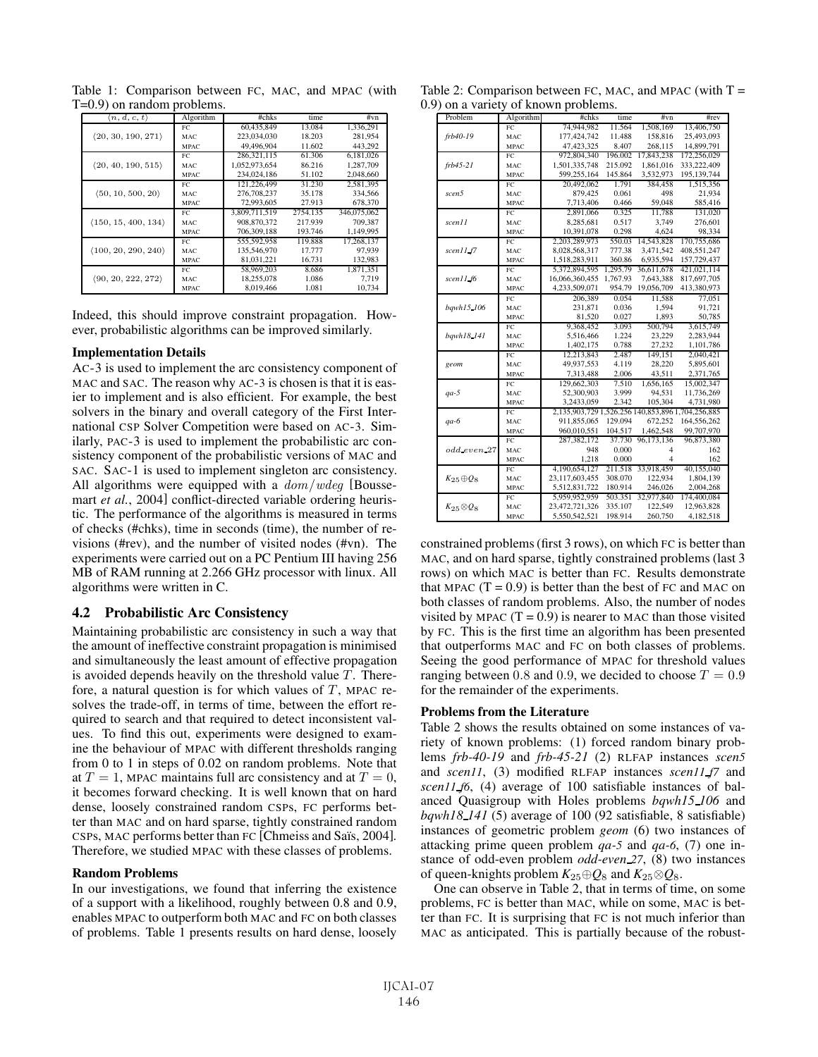Table 1: Comparison between FC, MAC, and MPAC (with T=0.9) on random problems.

| $\langle n, d, c, t\rangle$ | Algorithm | #chks | time | #vn |
|---|---|---|---|---|
| $\langle 20, 30, 190, 271\rangle$ | FC | 60,435,849 | 13.084 | 1,336,291 |
| | MAC | 223,034,030 | 18.203 | 281,954 |
| | MPAC | 49,496,904 | 11.602 | 443,292 |
| $\langle 20, 40, 190, 515\rangle$ | FC | 286,321,115 | 61.306 | 6,181,026 |
| | MAC | 1,052,973,654 | 86.216 | 1,287,709 |
| | MPAC | 234,024,186 | 51.102 | 2,048,660 |
| $\langle 50, 10, 500, 20\rangle$ | FC | 121,226,499 | 31.230 | 2,581,395 |
| | MAC | 276,708,237 | 35.178 | 334,566 |
| | MPAC | 72,993,605 | 27.913 | 678,370 |
| $\langle 150, 15, 400, 134\rangle$ | FC | 3,809,711,519 | 2754.135 | 346,075,062 |
| | MAC | 908,870,372 | 217.939 | 709,387 |
| | MPAC | 706,309,188 | 193.746 | 1,149,995 |
| $\langle 100, 20, 290, 240\rangle$ | FC | 555,592,958 | 119.888 | 17,268,137 |
| | MAC | 135,546,970 | 17.777 | 97,939 |
| | MPAC | 81,031,221 | 16.731 | 132,983 |
| $\langle 90, 20, 222, 272\rangle$ | FC | 58,969,203 | 8.686 | 1,871,351 |
| | MAC | 18,255,078 | 1.086 | 7,719 |
| | MPAC | 8,019,466 | 1.081 | 10,734 |

Indeed, this should improve constraint propagation. However, probabilistic algorithms can be improved similarly.

### Implementation Details

AC-3 is used to implement the arc consistency component of MAC and SAC. The reason why AC-3 is chosen is that it is easier to implement and is also efficient. For example, the best solvers in the binary and overall category of the First International CSP Solver Competition were based on AC-3. Similarly, PAC-3 is used to implement the probabilistic arc consistency component of the probabilistic versions of MAC and SAC. SAC-1 is used to implement singleton arc consistency. All algorithms were equipped with a $dom/wdeg$ [Boussemart *et al.*, 2004] conflict-directed variable ordering heuristic. The performance of the algorithms is measured in terms of checks (#chks), time in seconds (time), the number of revisions (#rev), and the number of visited nodes (#vn). The experiments were carried out on a PC Pentium III having 256 MB of RAM running at 2.266 GHz processor with linux. All algorithms were written in C.

## 4.2 Probabilistic Arc Consistency

Maintaining probabilistic arc consistency in such a way that the amount of ineffective constraint propagation is minimised and simultaneously the least amount of effective propagation is avoided depends heavily on the threshold value $T$. Therefore, a natural question is for which values of $T$, MPAC resolves the trade-off, in terms of time, between the effort required to search and that required to detect inconsistent values. To find this out, experiments were designed to examine the behaviour of MPAC with different thresholds ranging from 0 to 1 in steps of 0.02 on random problems. Note that at $T = 1$, MPAC maintains full arc consistency and at $T = 0$, it becomes forward checking. It is well known that on hard dense, loosely constrained random CSPs, FC performs better than MAC and on hard sparse, tightly constrained random CSPs, MAC performs better than FC [Chmeiss and Saïs, 2004]. Therefore, we studied MPAC with these classes of problems.

### Random Problems

In our investigations, we found that inferring the existence of a support with a likelihood, roughly between 0.8 and 0.9, enables MPAC to outperform both MAC and FC on both classes of problems. Table 1 presents results on hard dense, loosely constrained problems (first 3 rows), on which FC is better than MAC, and on hard sparse, tightly constrained problems (last 3 rows) on which MAC is better than FC. Results demonstrate that MPAC (T = 0.9) is better than the best of FC and MAC on both classes of random problems. Also, the number of nodes visited by MPAC (T = 0.9) is nearer to MAC than those visited by FC. This is the first time an algorithm has been presented that outperforms MAC and FC on both classes of problems. Seeing the good performance of MPAC for threshold values ranging between 0.8 and 0.9, we decided to choose $T = 0.9$ for the remainder of the experiments.

Table 2: Comparison between FC, MAC, and MPAC (with T = 0.9) on a variety of known problems.

| Problem | Algorithm | #chks | time | #vn | #rev |
|---|---|---|---|---|---|
| *frb40-19* | FC | 74,944,982 | 11.564 | 1,508,169 | 13,406,750 |
| | MAC | 177,424,742 | 11.488 | 158,816 | 25,493,093 |
| | MPAC | 47,423,325 | 8.407 | 268,115 | 14,899,791 |
| *frb45-21* | FC | 972,804,340 | 196.002 | 17,843,238 | 172,256,029 |
| | MAC | 1,501,335,748 | 215.092 | 1,861,016 | 333,222,409 |
| | MPAC | 599,255,164 | 145.864 | 3,532,973 | 195,139,744 |
| *scen5* | FC | 20,492,062 | 1.791 | 384,458 | 1,515,356 |
| | MAC | 879,425 | 0.061 | 498 | 21,934 |
| | MPAC | 7,713,406 | 0.466 | 59,048 | 585,416 |
| *scen11* | FC | 2,891,066 | 0.325 | 11,788 | 131,020 |
| | MAC | 8,285,681 | 0.517 | 3,749 | 276,601 |
| | MPAC | 10,391,078 | 0.298 | 4,624 | 98,334 |
| *scen11_f7* | FC | 2,203,289,973 | 550.03 | 14,543,828 | 170,755,686 |
| | MAC | 8,028,568,317 | 777.38 | 3,471,542 | 408,551,247 |
| | MPAC | 1,518,283,911 | 360.86 | 6,935,594 | 157,729,437 |
| *scen11_f6* | FC | 5,372,894,595 | 1,295.79 | 36,611,678 | 421,021,114 |
| | MAC | 16,066,360,455 | 1,767.93 | 7,643,388 | 817,697,705 |
| | MPAC | 4,233,509,071 | 954.79 | 19,056,709 | 413,380,973 |
| *bqwh15_106* | FC | 206,389 | 0.054 | 11,588 | 77,051 |
| | MAC | 231,871 | 0.036 | 1,594 | 91,721 |
| | MPAC | 81,520 | 0.027 | 1,893 | 50,785 |
| *bqwh18_141* | FC | 9,368,452 | 3.093 | 500,794 | 3,615,749 |
| | MAC | 5,516,466 | 1.224 | 23,229 | 2,283,944 |
| | MPAC | 1,402,175 | 0.788 | 27,232 | 1,101,786 |
| *geom* | FC | 12,213,843 | 2.487 | 149,151 | 2,040,421 |
| | MAC | 49,937,553 | 4.119 | 28,220 | 5,895,601 |
| | MPAC | 7,313,488 | 2.006 | 43,511 | 2,371,765 |
| *qa-5* | FC | 129,662,303 | 7.510 | 1,656,165 | 15,002,347 |
| | MAC | 52,300,903 | 3.999 | 94,531 | 11,736,269 |
| | MPAC | 3,2433,059 | 2.342 | 105,304 | 4,731,980 |
| *qa-6* | FC | 2,135,903,729 | 1,526.256 | 140,853,896 | 1,704,256,885 |
| | MAC | 911,855,065 | 129.094 | 672,252 | 164,556,262 |
| | MPAC | 960,010,551 | 104.517 | 1,462,548 | 99,707,970 |
| *odd_even_27* | FC | 287,382,172 | 37.730 | 96,173,136 | 96,873,380 |
| | MAC | 948 | 0.000 | 4 | 162 |
| | MPAC | 1,218 | 0.000 | 4 | 162 |
| $K_{25}\oplus Q_8$ | FC | 4,190,654,127 | 211.518 | 33,918,459 | 40,155,040 |
| | MAC | 23,117,603,455 | 308.070 | 122,934 | 1,804,139 |
| | MPAC | 5,512,831,722 | 180.914 | 246,026 | 2,004,268 |
| $K_{25}\otimes Q_8$ | FC | 5,959,952,959 | 503.351 | 32,977,840 | 174,400,084 |
| | MAC | 23,472,721,326 | 335.107 | 122,549 | 12,963,828 |
| | MPAC | 5,550,542,521 | 198.914 | 260,750 | 4,182,518 |

### Problems from the Literature

Table 2 shows the results obtained on some instances of variety of known problems: (1) forced random binary problems *frb-40-19* and *frb-45-21* (2) RLFAP instances *scen5* and *scen11*, (3) modified RLFAP instances *scen11_f7* and *scen11_f6*, (4) average of 100 satisfiable instances of balanced Quasigroup with Holes problems *bqwh15_106* and *bqwh18_141* (5) average of 100 (92 satisfiable, 8 satisfiable) instances of geometric problem *geom* (6) two instances of attacking prime queen problem *qa-5* and *qa-6*, (7) one instance of odd-even problem *odd-even_27*, (8) two instances of queen-knights problem $K_{25}\oplus Q_8$ and $K_{25}\otimes Q_8$.

One can observe in Table 2, that in terms of time, on some problems, FC is better than MAC, while on some, MAC is better than FC. It is surprising that FC is not much inferior than MAC as anticipated. This is partially because of the robust-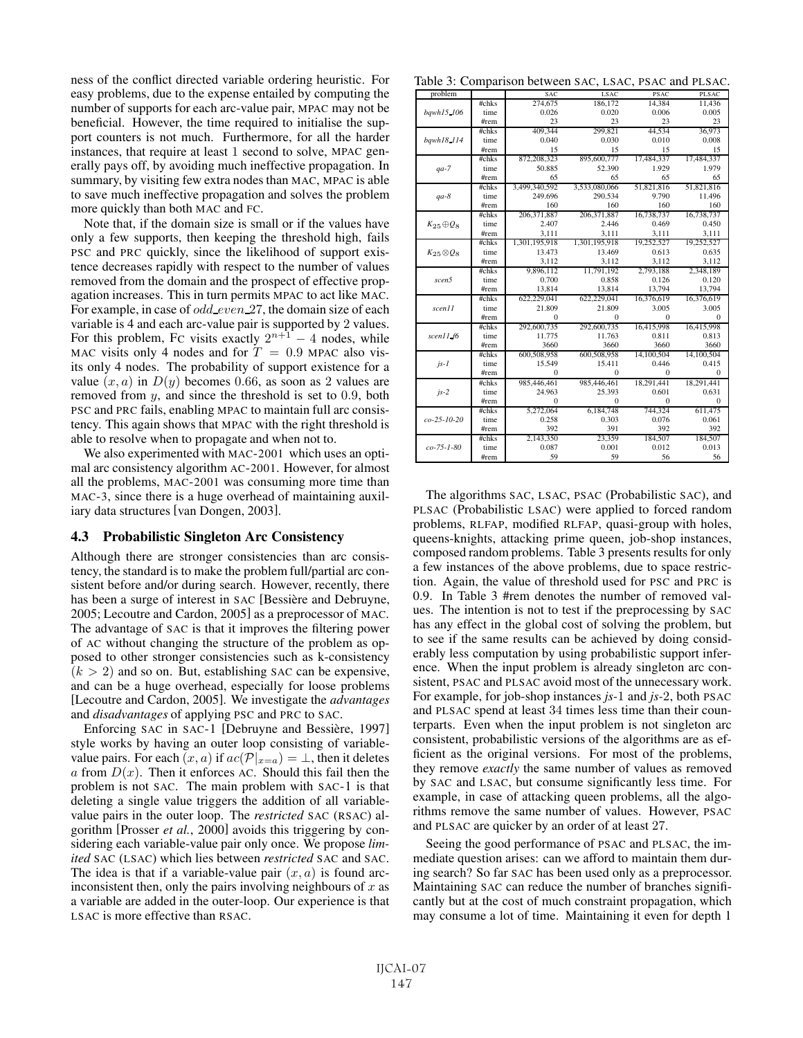ness of the conflict directed variable ordering heuristic. For easy problems, due to the expense entailed by computing the number of supports for each arc-value pair, MPAC may not be beneficial. However, the time required to initialise the support counters is not much. Furthermore, for all the harder instances, that require at least 1 second to solve, MPAC generally pays off, by avoiding much ineffective propagation. In summary, by visiting few extra nodes than MAC, MPAC is able to save much ineffective propagation and solves the problem more quickly than both MAC and FC.

Note that, if the domain size is small or if the values have only a few supports, then keeping the threshold high, fails PSC and PRC quickly, since the likelihood of support existence decreases rapidly with respect to the number of values removed from the domain and the prospect of effective propagation increases. This in turn permits MPAC to act like MAC. For example, in case of $odd\_even\_27$, the domain size of each variable is 4 and each arc-value pair is supported by 2 values. For this problem, FC visits exactly $2^{n+1} - 4$ nodes, while MAC visits only 4 nodes and for $T = 0.9$ MPAC also visits only 4 nodes. The probability of support existence for a value $(x, a)$ in $D(y)$ becomes 0.66, as soon as 2 values are removed from $y$, and since the threshold is set to 0.9, both PSC and PRC fails, enabling MPAC to maintain full arc consistency. This again shows that MPAC with the right threshold is able to resolve when to propagate and when not to.

We also experimented with MAC-2001 which uses an optimal arc consistency algorithm AC-2001. However, for almost all the problems, MAC-2001 was consuming more time than MAC-3, since there is a huge overhead of maintaining auxiliary data structures [van Dongen, 2003].

### 4.3 Probabilistic Singleton Arc Consistency

Although there are stronger consistencies than arc consistency, the standard is to make the problem full/partial arc consistent before and/or during search. However, recently, there has been a surge of interest in SAC [Bessière and Debruyne, 2005; Lecoutre and Cardon, 2005] as a preprocessor of MAC. The advantage of SAC is that it improves the filtering power of AC without changing the structure of the problem as opposed to other stronger consistencies such as k-consistency $(k > 2)$ and so on. But, establishing SAC can be expensive, and can be a huge overhead, especially for loose problems [Lecoutre and Cardon, 2005]. We investigate the *advantages* and *disadvantages* of applying PSC and PRC to SAC.

Enforcing SAC in SAC-1 [Debruyne and Bessière, 1997] style works by having an outer loop consisting of variable-value pairs. For each $(x, a)$ if $ac(\mathcal{P}|_{x=a}) = \bot$, then it deletes $a$ from $D(x)$. Then it enforces AC. Should this fail then the problem is not SAC. The main problem with SAC-1 is that deleting a single value triggers the addition of all variable-value pairs in the outer loop. The *restricted* SAC (RSAC) algorithm [Prosser *et al.*, 2000] avoids this triggering by considering each variable-value pair only once. We propose *limited* SAC (LSAC) which lies between *restricted* SAC and SAC. The idea is that if a variable-value pair $(x, a)$ is found arc-inconsistent then, only the pairs involving neighbours of $x$ as a variable are added in the outer-loop. Our experience is that LSAC is more effective than RSAC.

Table 3: Comparison between SAC, LSAC, PSAC and PLSAC.

| problem | | SAC | LSAC | PSAC | PLSAC |
|---|---|---|---|---|---|
| *bqwh15_106* | #chks | 274,675 | 186,172 | 14,384 | 11,436 |
| | time | 0.026 | 0.020 | 0.006 | 0.005 |
| | #rem | 23 | 23 | 23 | 23 |
| *bqwh18_114* | #chks | 409,344 | 299,821 | 44,534 | 36,973 |
| | time | 0.040 | 0.030 | 0.010 | 0.008 |
| | #rem | 15 | 15 | 15 | 15 |
| *qa-7* | #chks | 872,208,323 | 895,600,777 | 17,484,337 | 17,484,337 |
| | time | 50.885 | 52.390 | 1.929 | 1.979 |
| | #rem | 65 | 65 | 65 | 65 |
| *qa-8* | #chks | 3,499,340,592 | 3,533,080,066 | 51,821,816 | 51,821,816 |
| | time | 249.696 | 290.534 | 9.790 | 11.496 |
| | #rem | 160 | 160 | 160 | 160 |
| $K_{25} \oplus Q_8$ | #chks | 206,371,887 | 206,371,887 | 16,738,737 | 16,738,737 |
| | time | 2.407 | 2.446 | 0.469 | 0.450 |
| | #rem | 3,111 | 3,111 | 3,111 | 3,111 |
| $K_{25} \otimes Q_8$ | #chks | 1,301,195,918 | 1,301,195,918 | 19,252,527 | 19,252,527 |
| | time | 13.473 | 13.469 | 0.613 | 0.635 |
| | #rem | 3,112 | 3,112 | 3,112 | 3,112 |
| *scen5* | #chks | 9,896,112 | 11,791,192 | 2,793,188 | 2,348,189 |
| | time | 0.700 | 0.858 | 0.126 | 0.120 |
| | #rem | 13,814 | 13,814 | 13,794 | 13,794 |
| *scen11* | #chks | 622,229,041 | 622,229,041 | 16,376,619 | 16,376,619 |
| | time | 21.809 | 21.809 | 3.005 | 3.005 |
| | #rem | 0 | 0 | 0 | 0 |
| *scen11_f6* | #chks | 292,600,735 | 292,600,735 | 16,415,998 | 16,415,998 |
| | time | 11.775 | 11.763 | 0.811 | 0.813 |
| | #rem | 3660 | 3660 | 3660 | 3660 |
| *js-1* | #chks | 600,508,958 | 600,508,958 | 14,100,504 | 14,100,504 |
| | time | 15.549 | 15.411 | 0.446 | 0.415 |
| | #rem | 0 | 0 | 0 | 0 |
| *js-2* | #chks | 985,446,461 | 985,446,461 | 18,291,441 | 18,291,441 |
| | time | 24.963 | 25.393 | 0.601 | 0.631 |
| | #rem | 0 | 0 | 0 | 0 |
| *co-25-10-20* | #chks | 5,272,064 | 6,184,748 | 744,324 | 611,475 |
| | time | 0.258 | 0.303 | 0.076 | 0.061 |
| | #rem | 392 | 391 | 392 | 392 |
| *co-75-1-80* | #chks | 2,143,350 | 23,359 | 184,507 | 184,507 |
| | time | 0.087 | 0.001 | 0.012 | 0.013 |
| | #rem | 59 | 59 | 56 | 56 |

The algorithms SAC, LSAC, PSAC (Probabilistic SAC), and PLSAC (Probabilistic LSAC) were applied to forced random problems, RLFAP, modified RLFAP, quasi-group with holes, queens-knights, attacking prime queen, job-shop instances, composed random problems. Table 3 presents results for only a few instances of the above problems, due to space restriction. Again, the value of threshold used for PSC and PRC is 0.9. In Table 3 #rem denotes the number of removed values. The intention is not to test if the preprocessing by SAC has any effect in the global cost of solving the problem, but to see if the same results can be achieved by doing considerably less computation by using probabilistic support inference. When the input problem is already singleton arc consistent, PSAC and PLSAC avoid most of the unnecessary work. For example, for job-shop instances *js*-1 and *js*-2, both PSAC and PLSAC spend at least 34 times less time than their counterparts. Even when the input problem is not singleton arc consistent, probabilistic versions of the algorithms are as efficient as the original versions. For most of the problems, they remove *exactly* the same number of values as removed by SAC and LSAC, but consume significantly less time. For example, in case of attacking queen problems, all the algorithms remove the same number of values. However, PSAC and PLSAC are quicker by an order of at least 27.

Seeing the good performance of PSAC and PLSAC, the immediate question arises: can we afford to maintain them during search? So far SAC has been used only as a preprocessor. Maintaining SAC can reduce the number of branches significantly but at the cost of much constraint propagation, which may consume a lot of time. Maintaining it even for depth 1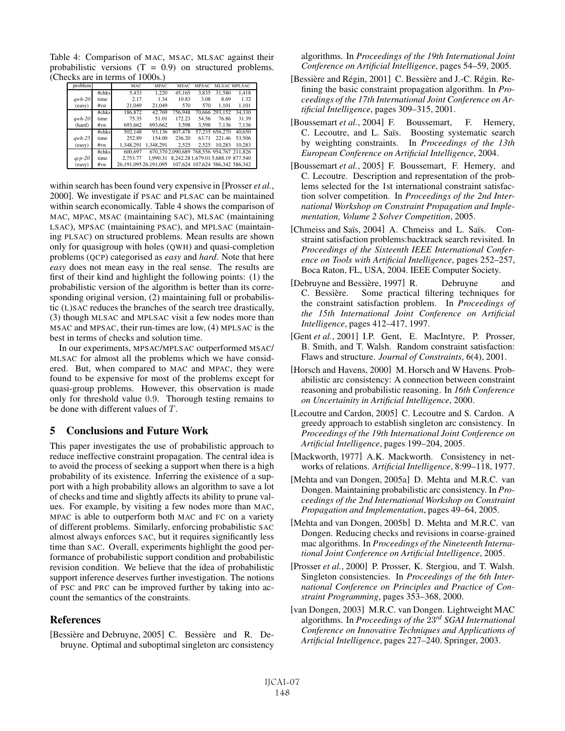Table 4: Comparison of MAC, MSAC, MLSAC against their probabilistic versions (T = 0.9) on structured problems. (Checks are in terms of 1000s.)

| problem | | MAC | MPAC | MSAC | MPSAC | MLSAC | MPLSAC |
|---|---|---|---|---|---|---|---|
| *qwh-20* | #chks | 5,433 | 1,220 | 45,165 | 3,835 | 31,580 | 1,418 |
| | time | 2.17 | 1.34 | 10.83 | 3.08 | 8.69 | 1.32 |
| (easy) | #vn | 21,049 | 21,049 | 570 | 570 | 1,101 | 1,101 |
| *qwh-20* | #chks | 186,872 | 42,769 | 756,948 | 70,666 | 293,152 | 34,330 |
| | time | 75.35 | 51.01 | 172.23 | 54.56 | 76.86 | 31.39 |
| (hard) | #vn | 693,662 | 693,662 | 3,598 | 3,598 | 7,136 | 7,136 |
| *qwh-25* | #chks | 502,148 | 93,136 | 807,478 | 57,235 | 656,270 | 40,650 |
| | time | 252.89 | 154.00 | 236.20 | 63.71 | 221.46 | 53.506 |
| (easy) | #vn | 1,348,291 | 1,348,291 | 2,525 | 2,525 | 10,283 | 10,283 |
| *qcp-20* | #chks | 600,697 | 670,370 | 2,090,689 | 768,556 | 954,767 | 211,826 |
| | time | 2,753.77 | 1,990.31 | 8,242.28 | 1,679.01 | 5,688.19 | 877.540 |
| (easy) | #vn | 26,191,095 | 26,191,095 | 107,624 | 107,624 | 586,342 | 586,342 |

within search has been found very expensive in [Prosser *et al.*, 2000]. We investigate if PSAC and PLSAC can be maintained within search economically. Table 4 shows the comparison of MAC, MPAC, MSAC (maintaining SAC), MLSAC (maintaining LSAC), MPSAC (maintaining PSAC), and MPLSAC (maintaining PLSAC) on structured problems. Mean results are shown only for quasigroup with holes (QWH) and quasi-completion problems (QCP) categorised as *easy* and *hard*. Note that here *easy* does not mean easy in the real sense. The results are first of their kind and highlight the following points: (1) the probabilistic version of the algorithm is better than its corresponding original version, (2) maintaining full or probabilistic (L)SAC reduces the branches of the search tree drastically, (3) though MLSAC and MPLSAC visit a few nodes more than MSAC and MPSAC, their run-times are low, (4) MPLSAC is the best in terms of checks and solution time.

In our experiments, MPSAC/MPLSAC outperformed MSAC/MLSAC for almost all the problems which we have considered. But, when compared to MAC and MPAC, they were found to be expensive for most of the problems except for quasi-group problems. However, this observation is made only for threshold value $0.9$. Thorough testing remains to be done with different values of $T$.

## 5 Conclusions and Future Work

This paper investigates the use of probabilistic approach to reduce ineffective constraint propagation. The central idea is to avoid the process of seeking a support when there is a high probability of its existence. Inferring the existence of a support with a high probability allows an algorithm to save a lot of checks and time and slightly affects its ability to prune values. For example, by visiting a few nodes more than MAC, MPAC is able to outperform both MAC and FC on a variety of different problems. Similarly, enforcing probabilistic SAC almost always enforces SAC, but it requires significantly less time than SAC. Overall, experiments highlight the good performance of probabilistic support condition and probabilistic revision condition. We believe that the idea of probabilistic support inference deserves further investigation. The notions of PSC and PRC can be improved further by taking into account the semantics of the constraints.

## References

[Bessière and Debruyne, 2005] C. Bessière and R. Debruyne. Optimal and suboptimal singleton arc consistency algorithms. In *Proceedings of the 19th International Joint Conference on Artificial Intelligence*, pages 54–59, 2005.

[Bessière and Régin, 2001] C. Bessière and J.-C. Régin. Refining the basic constraint propagation algorithm. In *Proceedings of the 17th International Joint Conference on Artificial Intelligence*, pages 309–315, 2001.

[Boussemart *et al.*, 2004] F. Boussemart, F. Hemery, C. Lecoutre, and L. Saïs. Boosting systematic search by weighting constraints. In *Proceedings of the 13th European Conference on Artificial Intelligence*, 2004.

[Boussemart *et al.*, 2005] F. Boussemart, F. Hemery, and C. Lecoutre. Description and representation of the problems selected for the 1st international constraint satisfaction solver competition. In *Proceedings of the 2nd International Workshop on Constraint Propagation and Implementation, Volume 2 Solver Competition*, 2005.

[Chmeiss and Saïs, 2004] A. Chmeiss and L. Saïs. Constraint satisfaction problems:backtrack search revisited. In *Proceedings of the Sixteenth IEEE International Conference on Tools with Artificial Intelligence*, pages 252–257, Boca Raton, FL, USA, 2004. IEEE Computer Society.

[Debruyne and Bessière, 1997] R. Debruyne and C. Bessière. Some practical filtering techniques for the constraint satisfaction problem. In *Proceedings of the 15th International Joint Conference on Artificial Intelligence*, pages 412–417, 1997.

[Gent *et al.*, 2001] I.P. Gent, E. MacIntyre, P. Prosser, B. Smith, and T. Walsh. Random constraint satisfaction: Flaws and structure. *Journal of Constraints*, 6(4), 2001.

[Horsch and Havens, 2000] M. Horsch and W Havens. Probabilistic arc consistency: A connection between constraint reasoning and probabilistic reasoning. In *16th Conference on Uncertainity in Artificial Intelligence*, 2000.

[Lecoutre and Cardon, 2005] C. Lecoutre and S. Cardon. A greedy approach to establish singleton arc consistency. In *Proceedings of the 19th International Joint Conference on Artificial Intelligence*, pages 199–204, 2005.

[Mackworth, 1977] A.K. Mackworth. Consistency in networks of relations. *Artificial Intelligence*, 8:99–118, 1977.

[Mehta and van Dongen, 2005a] D. Mehta and M.R.C. van Dongen. Maintaining probabilistic arc consistency. In *Proceedings of the 2nd International Workshop on Constraint Propagation and Implementation*, pages 49–64, 2005.

[Mehta and van Dongen, 2005b] D. Mehta and M.R.C. van Dongen. Reducing checks and revisions in coarse-grained mac algorithms. In *Proceedings of the Nineteenth International Joint Conference on Artificial Intelligence*, 2005.

[Prosser *et al.*, 2000] P. Prosser, K. Stergiou, and T. Walsh. Singleton consistencies. In *Proceedings of the 6th International Conference on Principles and Practice of Constraint Programming*, pages 353–368, 2000.

[van Dongen, 2003] M.R.C. van Dongen. Lightweight MAC algorithms. In *Proceedings of the $23^{rd}$ SGAI International Conference on Innovative Techniques and Applications of Artificial Intelligence*, pages 227–240. Springer, 2003.